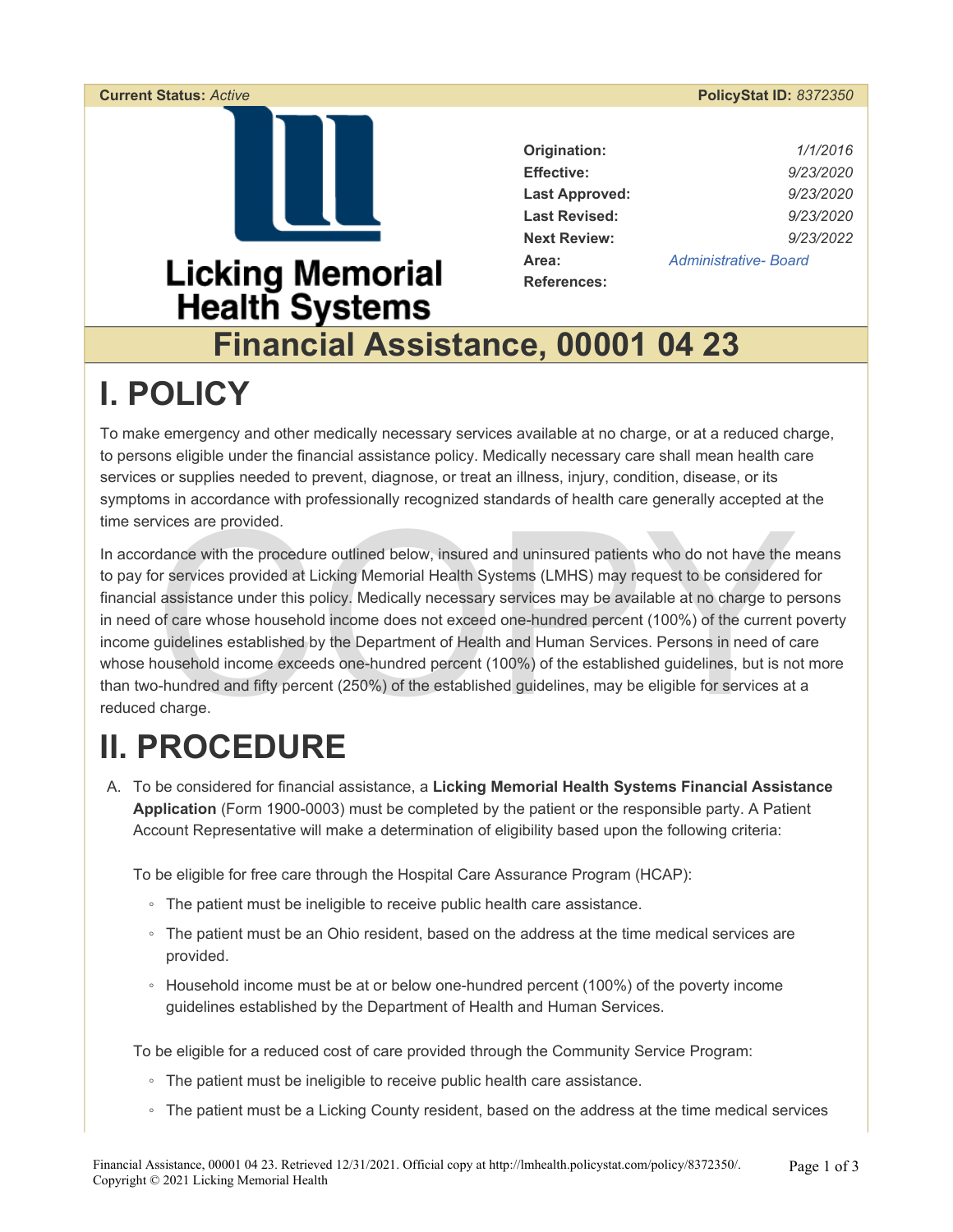**Current Status:** *Active* **PolicyStat ID:** *8372350*

Licking Memorial Health Systems

| | |
|---|---|
| **Origination:** | *1/1/2016* |
| **Effective:** | *9/23/2020* |
| **Last Approved:** | *9/23/2020* |
| **Last Revised:** | *9/23/2020* |
| **Next Review:** | *9/23/2022* |
| **Area:** | *Administrative- Board* |
| **References:** | |

# Financial Assistance, 00001 04 23

# I. POLICY

To make emergency and other medically necessary services available at no charge, or at a reduced charge, to persons eligible under the financial assistance policy. Medically necessary care shall mean health care services or supplies needed to prevent, diagnose, or treat an illness, injury, condition, disease, or its symptoms in accordance with professionally recognized standards of health care generally accepted at the time services are provided.

In accordance with the procedure outlined below, insured and uninsured patients who do not have the means to pay for services provided at Licking Memorial Health Systems (LMHS) may request to be considered for financial assistance under this policy. Medically necessary services may be available at no charge to persons in need of care whose household income does not exceed one-hundred percent (100%) of the current poverty income guidelines established by the Department of Health and Human Services. Persons in need of care whose household income exceeds one-hundred percent (100%) of the established guidelines, but is not more than two-hundred and fifty percent (250%) of the established guidelines, may be eligible for services at a reduced charge.

# II. PROCEDURE

A. To be considered for financial assistance, a **Licking Memorial Health Systems Financial Assistance Application** (Form 1900-0003) must be completed by the patient or the responsible party. A Patient Account Representative will make a determination of eligibility based upon the following criteria:

   To be eligible for free care through the Hospital Care Assurance Program (HCAP):

   - The patient must be ineligible to receive public health care assistance.
   - The patient must be an Ohio resident, based on the address at the time medical services are provided.
   - Household income must be at or below one-hundred percent (100%) of the poverty income guidelines established by the Department of Health and Human Services.

   To be eligible for a reduced cost of care provided through the Community Service Program:

   - The patient must be ineligible to receive public health care assistance.
   - The patient must be a Licking County resident, based on the address at the time medical services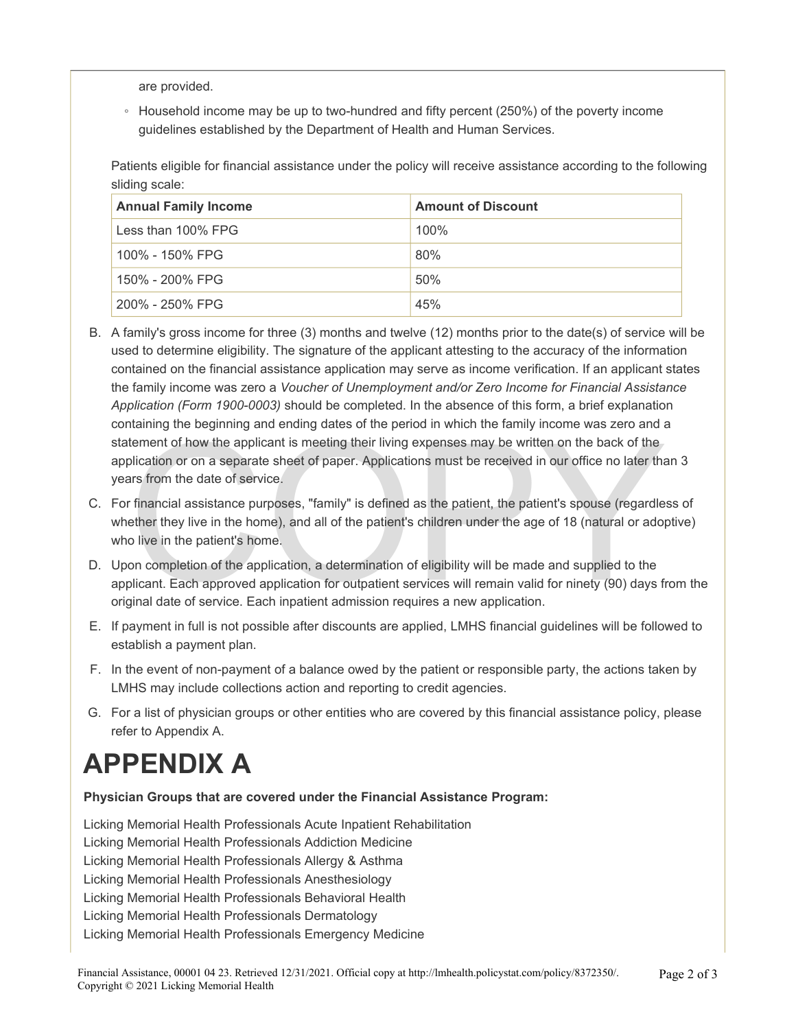are provided.

- Household income may be up to two-hundred and fifty percent (250%) of the poverty income guidelines established by the Department of Health and Human Services.

Patients eligible for financial assistance under the policy will receive assistance according to the following sliding scale:

| Annual Family Income | Amount of Discount |
|---|---|
| Less than 100% FPG | 100% |
| 100% - 150% FPG | 80% |
| 150% - 200% FPG | 50% |
| 200% - 250% FPG | 45% |

B. A family's gross income for three (3) months and twelve (12) months prior to the date(s) of service will be used to determine eligibility. The signature of the applicant attesting to the accuracy of the information contained on the financial assistance application may serve as income verification. If an applicant states the family income was zero a *Voucher of Unemployment and/or Zero Income for Financial Assistance Application (Form 1900-0003)* should be completed. In the absence of this form, a brief explanation containing the beginning and ending dates of the period in which the family income was zero and a statement of how the applicant is meeting their living expenses may be written on the back of the application or on a separate sheet of paper. Applications must be received in our office no later than 3 years from the date of service.

C. For financial assistance purposes, "family" is defined as the patient, the patient's spouse (regardless of whether they live in the home), and all of the patient's children under the age of 18 (natural or adoptive) who live in the patient's home.

D. Upon completion of the application, a determination of eligibility will be made and supplied to the applicant. Each approved application for outpatient services will remain valid for ninety (90) days from the original date of service. Each inpatient admission requires a new application.

E. If payment in full is not possible after discounts are applied, LMHS financial guidelines will be followed to establish a payment plan.

F. In the event of non-payment of a balance owed by the patient or responsible party, the actions taken by LMHS may include collections action and reporting to credit agencies.

G. For a list of physician groups or other entities who are covered by this financial assistance policy, please refer to Appendix A.

# APPENDIX A

**Physician Groups that are covered under the Financial Assistance Program:**

Licking Memorial Health Professionals Acute Inpatient Rehabilitation
Licking Memorial Health Professionals Addiction Medicine
Licking Memorial Health Professionals Allergy & Asthma
Licking Memorial Health Professionals Anesthesiology
Licking Memorial Health Professionals Behavioral Health
Licking Memorial Health Professionals Dermatology
Licking Memorial Health Professionals Emergency Medicine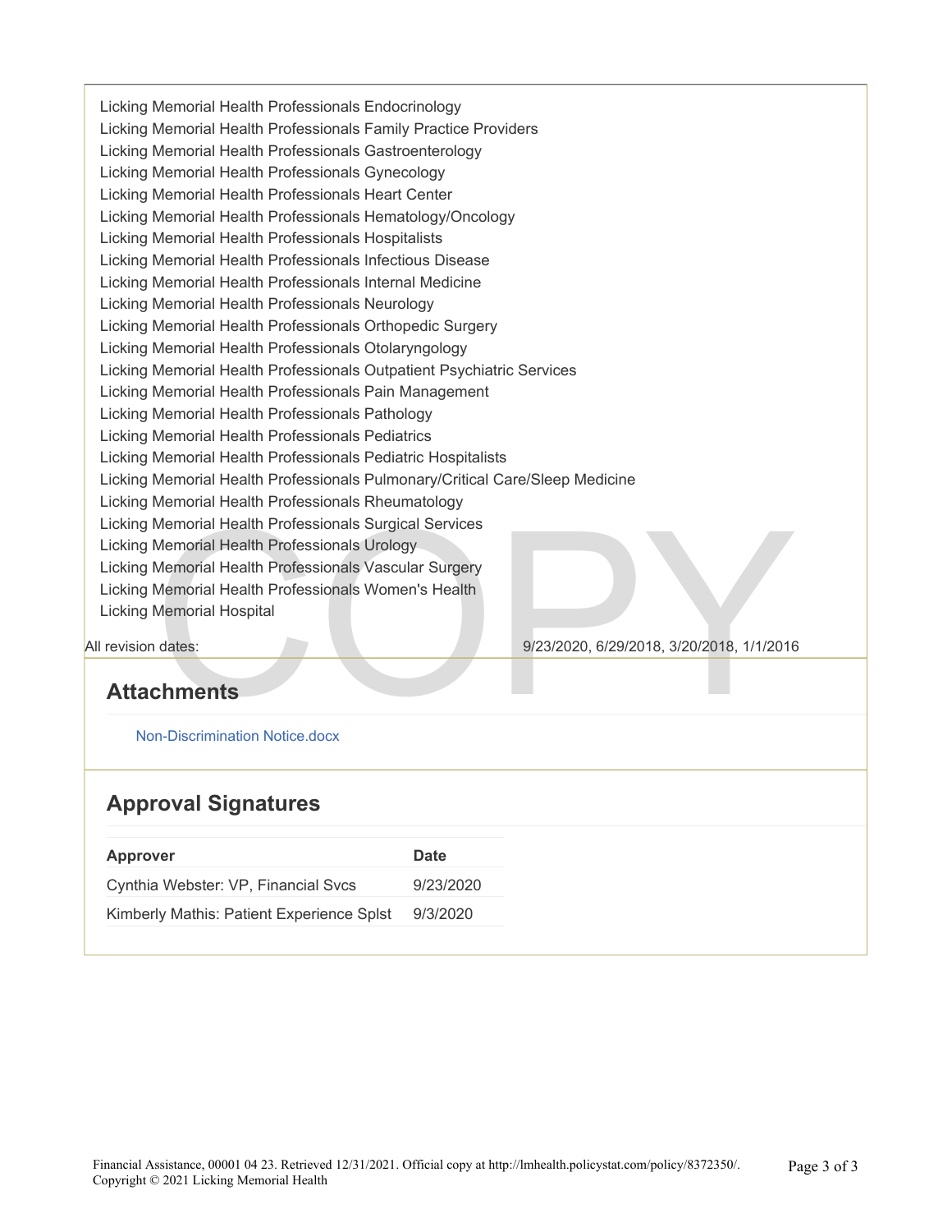Licking Memorial Health Professionals Endocrinology
Licking Memorial Health Professionals Family Practice Providers
Licking Memorial Health Professionals Gastroenterology
Licking Memorial Health Professionals Gynecology
Licking Memorial Health Professionals Heart Center
Licking Memorial Health Professionals Hematology/Oncology
Licking Memorial Health Professionals Hospitalists
Licking Memorial Health Professionals Infectious Disease
Licking Memorial Health Professionals Internal Medicine
Licking Memorial Health Professionals Neurology
Licking Memorial Health Professionals Orthopedic Surgery
Licking Memorial Health Professionals Otolaryngology
Licking Memorial Health Professionals Outpatient Psychiatric Services
Licking Memorial Health Professionals Pain Management
Licking Memorial Health Professionals Pathology
Licking Memorial Health Professionals Pediatrics
Licking Memorial Health Professionals Pediatric Hospitalists
Licking Memorial Health Professionals Pulmonary/Critical Care/Sleep Medicine
Licking Memorial Health Professionals Rheumatology
Licking Memorial Health Professionals Surgical Services
Licking Memorial Health Professionals Urology
Licking Memorial Health Professionals Vascular Surgery
Licking Memorial Health Professionals Women's Health
Licking Memorial Hospital

| | |
|---|---|
| All revision dates: | 9/23/2020, 6/29/2018, 3/20/2018, 1/1/2016 |

## Attachments

Non-Discrimination Notice.docx

## Approval Signatures

| Approver | Date |
|---|---|
| Cynthia Webster: VP, Financial Svcs | 9/23/2020 |
| Kimberly Mathis: Patient Experience Splst | 9/3/2020 |